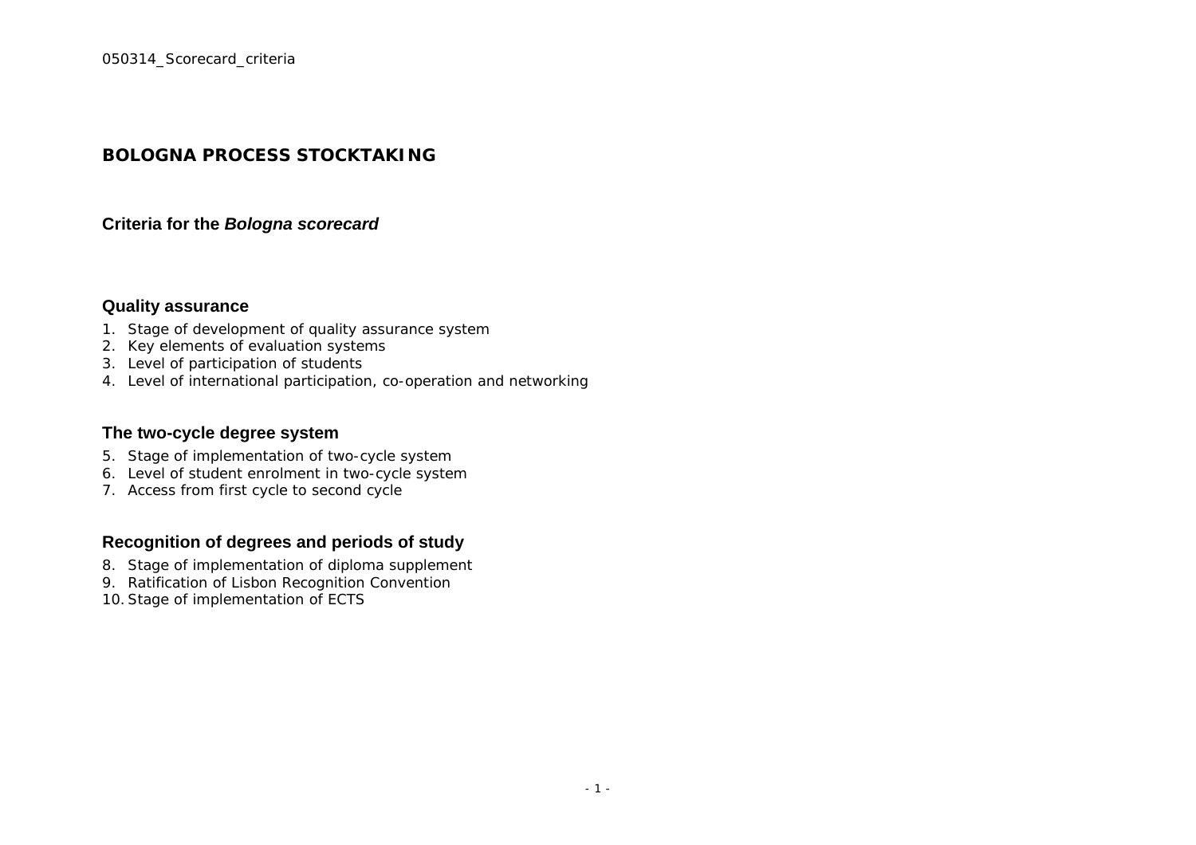# BOLOGNA PROCESS STOCKTAKING

## Criteria for the *Bologna scorecard*

### Quality assurance

1. Stage of development of quality assurance system
2. Key elements of evaluation systems
3. Level of participation of students
4. Level of international participation, co-operation and networking

### The two-cycle degree system

5. Stage of implementation of two-cycle system
6. Level of student enrolment in two-cycle system
7. Access from first cycle to second cycle

### Recognition of degrees and periods of study

8. Stage of implementation of diploma supplement
9. Ratification of Lisbon Recognition Convention
10. Stage of implementation of ECTS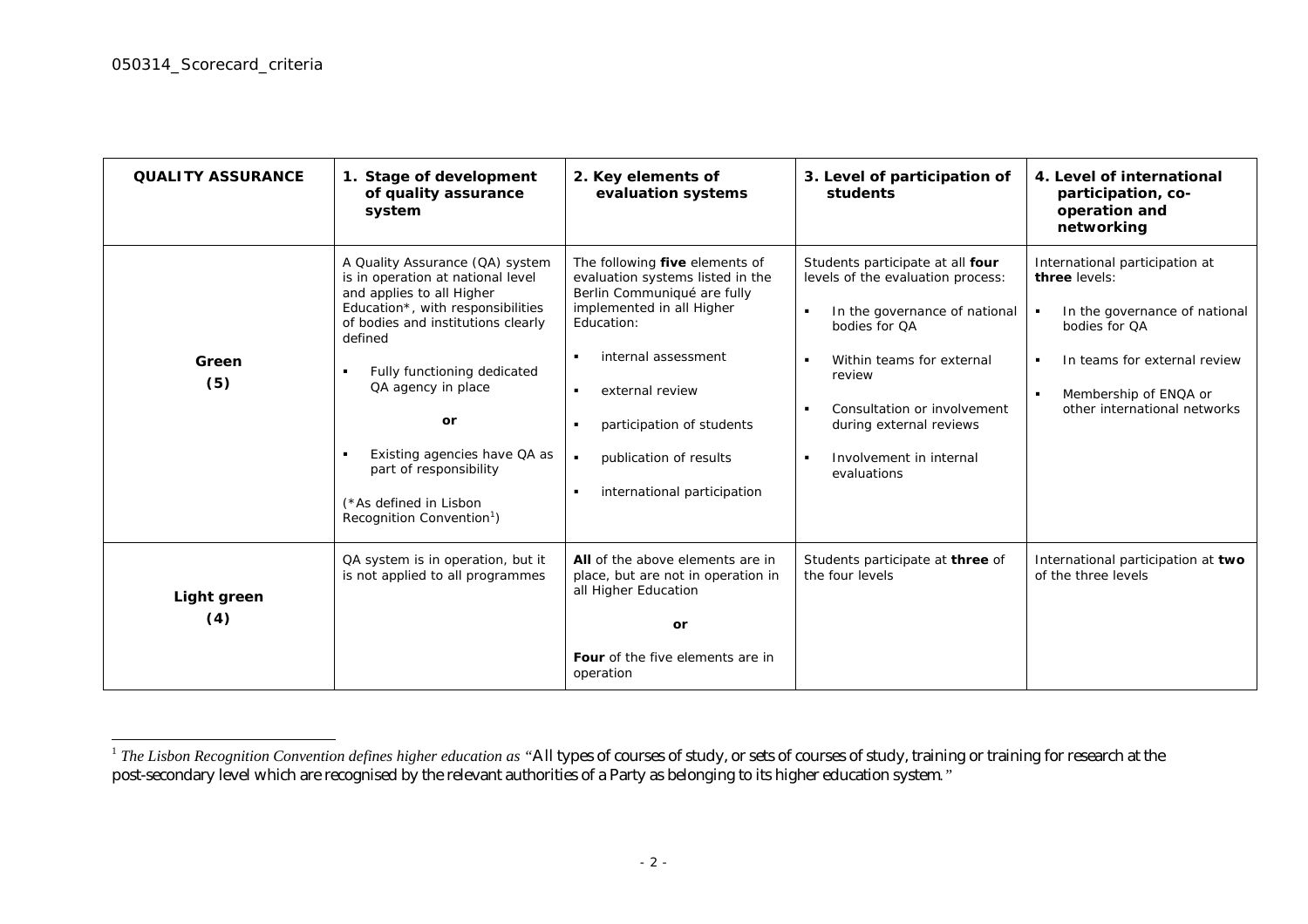| QUALITY ASSURANCE | 1. Stage of development of quality assurance system | 2. Key elements of evaluation systems | 3. Level of participation of students | 4. Level of international participation, co-operation and networking |
|---|---|---|---|---|
| **Green (5)** | A Quality Assurance (QA) system is in operation at national level and applies to all Higher Education*, with responsibilities of bodies and institutions clearly defined<br>▪ Fully functioning dedicated QA agency in place<br>**or**<br>▪ Existing agencies have QA as part of responsibility<br>(*As defined in Lisbon Recognition Convention[1]) | The following **five** elements of evaluation systems listed in the Berlin Communiqué are fully implemented in all Higher Education:<br>▪ internal assessment<br>▪ external review<br>▪ participation of students<br>▪ publication of results<br>▪ international participation | Students participate at all **four** levels of the evaluation process:<br>▪ In the governance of national bodies for QA<br>▪ Within teams for external review<br>▪ Consultation or involvement during external reviews<br>▪ Involvement in internal evaluations | International participation at **three** levels:<br>▪ In the governance of national bodies for QA<br>▪ In teams for external review<br>▪ Membership of ENQA or other international networks |
| **Light green (4)** | QA system is in operation, but it is not applied to all programmes | **All** of the above elements are in place, but are not in operation in all Higher Education<br>**or**<br>**Four** of the five elements are in operation | Students participate at **three** of the four levels | International participation at **two** of the three levels |

[1] *The Lisbon Recognition Convention defines higher education as* "All types of courses of study, or sets of courses of study, training or training for research at the post-secondary level which are recognised by the relevant authorities of a Party as belonging to its higher education system."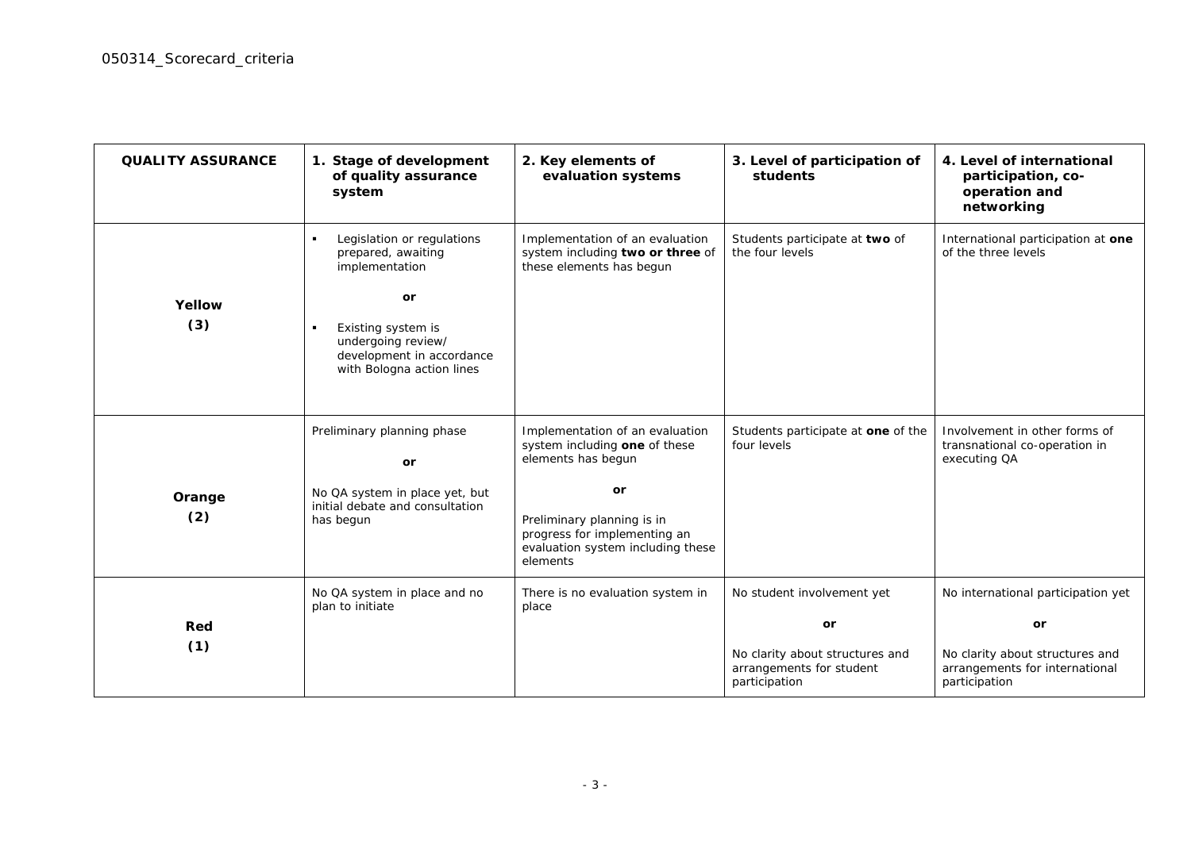| QUALITY ASSURANCE | 1. Stage of development of quality assurance system | 2. Key elements of evaluation systems | 3. Level of participation of students | 4. Level of international participation, co-operation and networking |
|---|---|---|---|---|
| **Yellow (3)** | ▪ Legislation or regulations prepared, awaiting implementation **or** ▪ Existing system is undergoing review/ development in accordance with Bologna action lines | Implementation of an evaluation system including **two or three** of these elements has begun | Students participate at **two** of the four levels | International participation at **one** of the three levels |
| **Orange (2)** | Preliminary planning phase **or** No QA system in place yet, but initial debate and consultation has begun | Implementation of an evaluation system including **one** of these elements has begun **or** Preliminary planning is in progress for implementing an evaluation system including these elements | Students participate at **one** of the four levels | Involvement in other forms of transnational co-operation in executing QA |
| **Red (1)** | No QA system in place and no plan to initiate | There is no evaluation system in place | No student involvement yet **or** No clarity about structures and arrangements for student participation | No international participation yet **or** No clarity about structures and arrangements for international participation |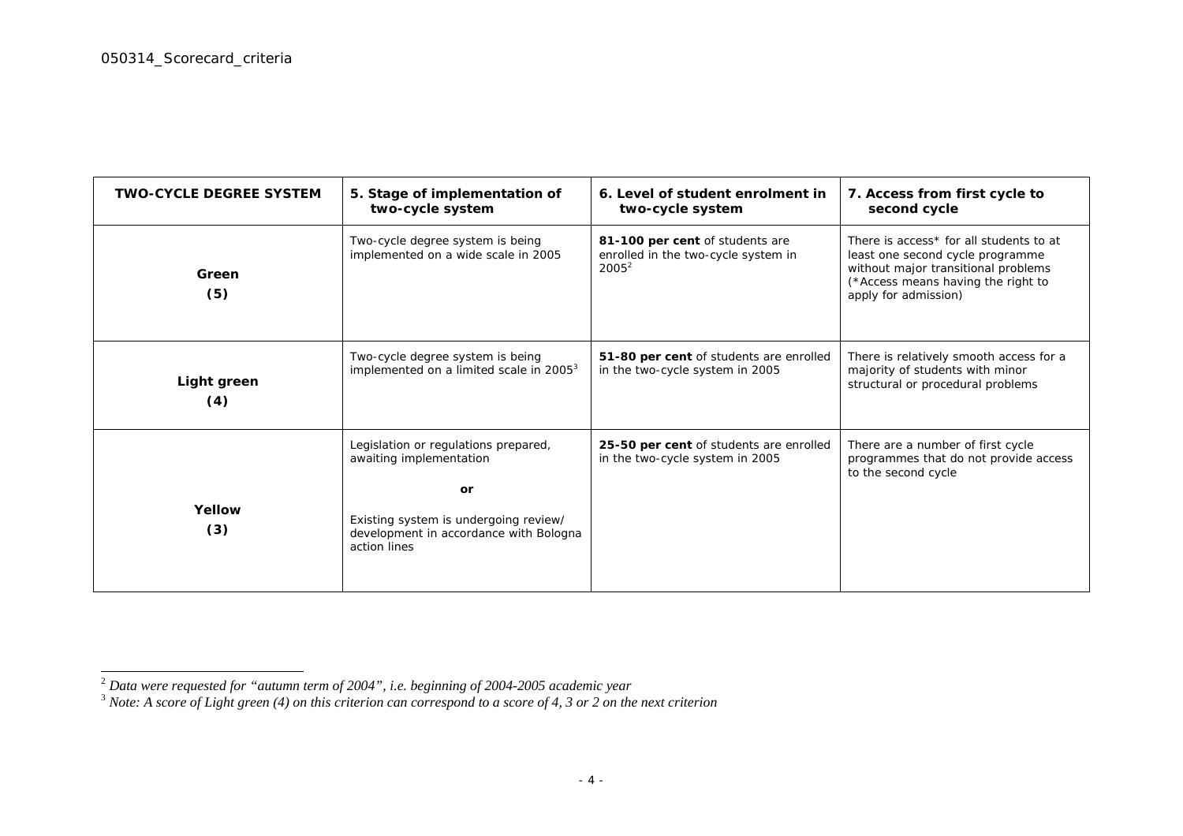| TWO-CYCLE DEGREE SYSTEM | 5. Stage of implementation of two-cycle system | 6. Level of student enrolment in two-cycle system | 7. Access from first cycle to second cycle |
|---|---|---|---|
| **Green (5)** | Two-cycle degree system is being implemented on a wide scale in 2005 | **81-100 per cent** of students are enrolled in the two-cycle system in 2005[2] | There is access* for all students to at least one second cycle programme without major transitional problems (*Access means having the right to apply for admission) |
| **Light green (4)** | Two-cycle degree system is being implemented on a limited scale in 2005[3] | **51-80 per cent** of students are enrolled in the two-cycle system in 2005 | There is relatively smooth access for a majority of students with minor structural or procedural problems |
| **Yellow (3)** | Legislation or regulations prepared, awaiting implementation<br><br>**or**<br><br>Existing system is undergoing review/ development in accordance with Bologna action lines | **25-50 per cent** of students are enrolled in the two-cycle system in 2005 | There are a number of first cycle programmes that do not provide access to the second cycle |

[2] *Data were requested for "autumn term of 2004", i.e. beginning of 2004-2005 academic year*

[3] *Note: A score of Light green (4) on this criterion can correspond to a score of 4, 3 or 2 on the next criterion*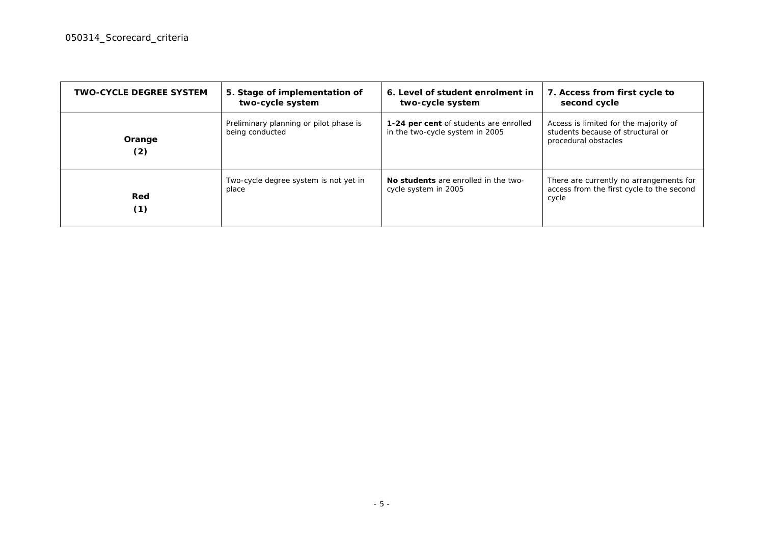| TWO-CYCLE DEGREE SYSTEM | 5. Stage of implementation of two-cycle system | 6. Level of student enrolment in two-cycle system | 7. Access from first cycle to second cycle |
|---|---|---|---|
| **Orange (2)** | Preliminary planning or pilot phase is being conducted | **1-24 per cent** of students are enrolled in the two-cycle system in 2005 | Access is limited for the majority of students because of structural or procedural obstacles |
| **Red (1)** | Two-cycle degree system is not yet in place | **No students** are enrolled in the two-cycle system in 2005 | There are currently no arrangements for access from the first cycle to the second cycle |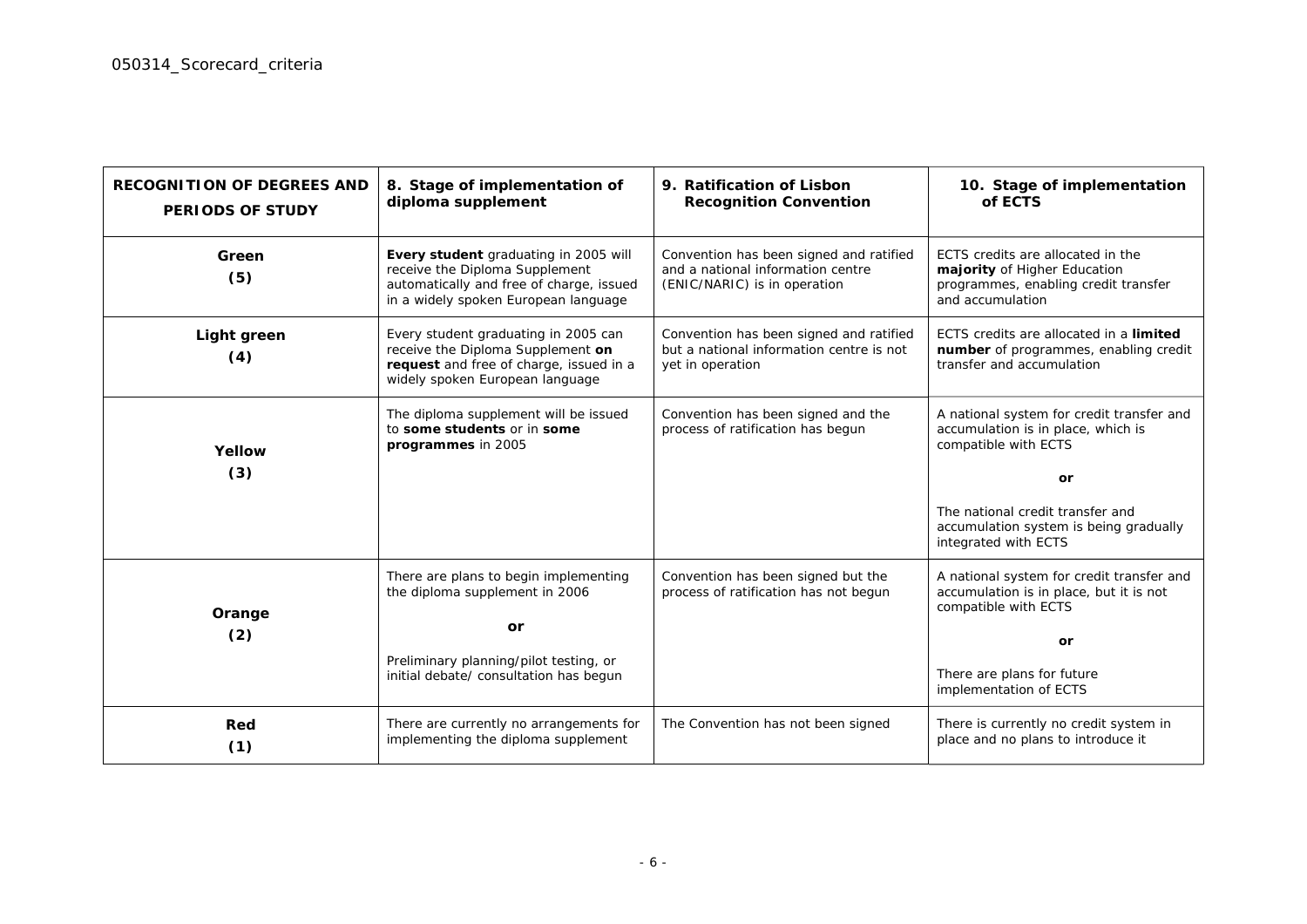| RECOGNITION OF DEGREES AND PERIODS OF STUDY | 8. Stage of implementation of diploma supplement | 9. Ratification of Lisbon Recognition Convention | 10. Stage of implementation of ECTS |
|---|---|---|---|
| **Green (5)** | **Every student** graduating in 2005 will receive the Diploma Supplement automatically and free of charge, issued in a widely spoken European language | Convention has been signed and ratified and a national information centre (ENIC/NARIC) is in operation | ECTS credits are allocated in the **majority** of Higher Education programmes, enabling credit transfer and accumulation |
| **Light green (4)** | Every student graduating in 2005 can receive the Diploma Supplement **on request** and free of charge, issued in a widely spoken European language | Convention has been signed and ratified but a national information centre is not yet in operation | ECTS credits are allocated in a **limited number** of programmes, enabling credit transfer and accumulation |
| **Yellow (3)** | The diploma supplement will be issued to **some students** or in **some programmes** in 2005 | Convention has been signed and the process of ratification has begun | A national system for credit transfer and accumulation is in place, which is compatible with ECTS<br><br>**or**<br><br>The national credit transfer and accumulation system is being gradually integrated with ECTS |
| **Orange (2)** | There are plans to begin implementing the diploma supplement in 2006<br><br>**or**<br><br>Preliminary planning/pilot testing, or initial debate/ consultation has begun | Convention has been signed but the process of ratification has not begun | A national system for credit transfer and accumulation is in place, but it is not compatible with ECTS<br><br>**or**<br><br>There are plans for future implementation of ECTS |
| **Red (1)** | There are currently no arrangements for implementing the diploma supplement | The Convention has not been signed | There is currently no credit system in place and no plans to introduce it |